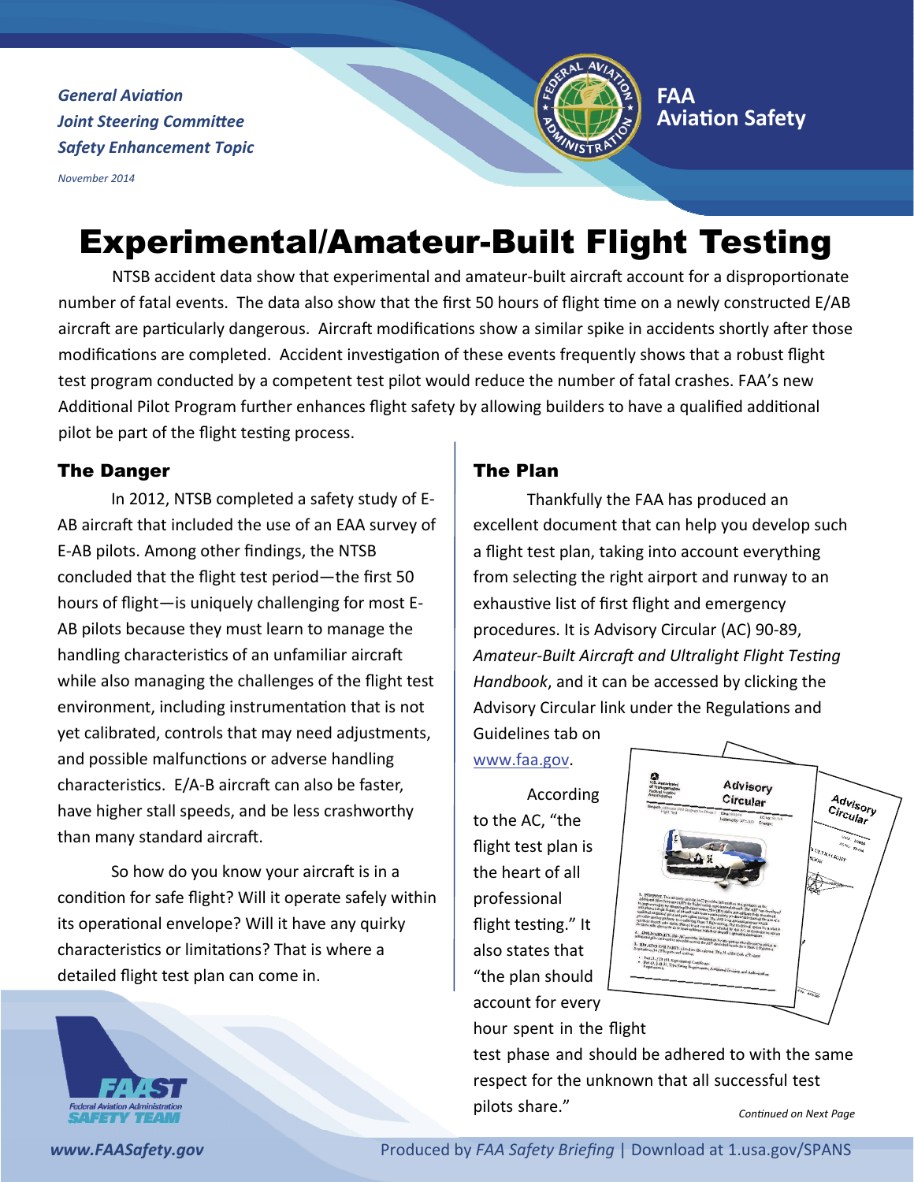*General Aviation*
*Joint Steering Committee*
*Safety Enhancement Topic*

*November 2014*

**FAA Aviation Safety**

# Experimental/Amateur-Built Flight Testing

NTSB accident data show that experimental and amateur-built aircraft account for a disproportionate number of fatal events. The data also show that the first 50 hours of flight time on a newly constructed E/AB aircraft are particularly dangerous. Aircraft modifications show a similar spike in accidents shortly after those modifications are completed. Accident investigation of these events frequently shows that a robust flight test program conducted by a competent test pilot would reduce the number of fatal crashes. FAA's new Additional Pilot Program further enhances flight safety by allowing builders to have a qualified additional pilot be part of the flight testing process.

## The Danger

In 2012, NTSB completed a safety study of E-AB aircraft that included the use of an EAA survey of E-AB pilots. Among other findings, the NTSB concluded that the flight test period—the first 50 hours of flight—is uniquely challenging for most E-AB pilots because they must learn to manage the handling characteristics of an unfamiliar aircraft while also managing the challenges of the flight test environment, including instrumentation that is not yet calibrated, controls that may need adjustments, and possible malfunctions or adverse handling characteristics. E/A-B aircraft can also be faster, have higher stall speeds, and be less crashworthy than many standard aircraft.

So how do you know your aircraft is in a condition for safe flight? Will it operate safely within its operational envelope? Will it have any quirky characteristics or limitations? That is where a detailed flight test plan can come in.

## The Plan

Thankfully the FAA has produced an excellent document that can help you develop such a flight test plan, taking into account everything from selecting the right airport and runway to an exhaustive list of first flight and emergency procedures. It is Advisory Circular (AC) 90-89, *Amateur-Built Aircraft and Ultralight Flight Testing Handbook*, and it can be accessed by clicking the Advisory Circular link under the Regulations and Guidelines tab on www.faa.gov.

According to the AC, "the flight test plan is the heart of all professional flight testing." It also states that "the plan should account for every hour spent in the flight test phase and should be adhered to with the same respect for the unknown that all successful test pilots share."

*Continued on Next Page*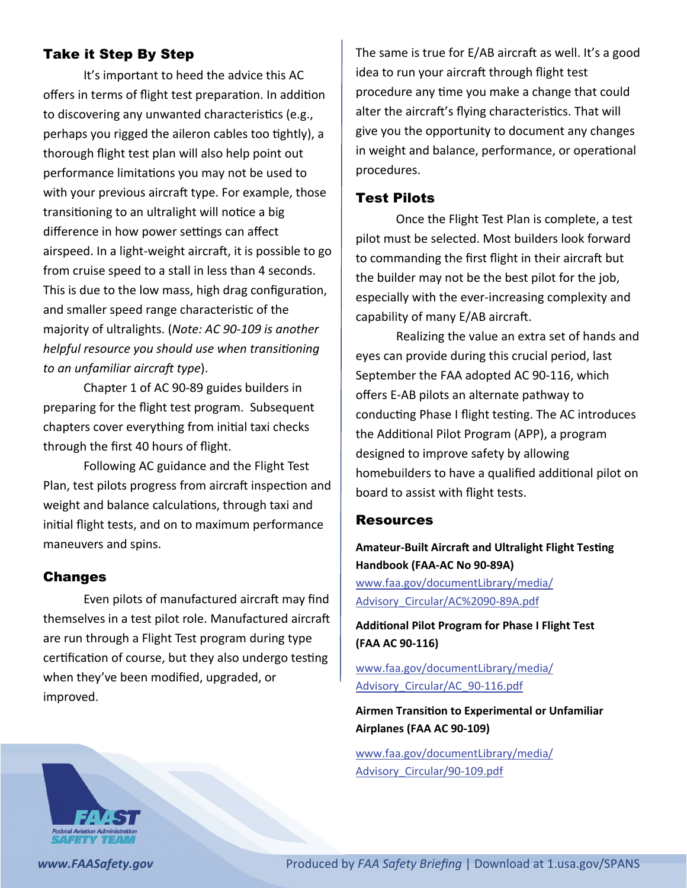## Take it Step By Step

It's important to heed the advice this AC offers in terms of flight test preparation. In addition to discovering any unwanted characteristics (e.g., perhaps you rigged the aileron cables too tightly), a thorough flight test plan will also help point out performance limitations you may not be used to with your previous aircraft type. For example, those transitioning to an ultralight will notice a big difference in how power settings can affect airspeed. In a light-weight aircraft, it is possible to go from cruise speed to a stall in less than 4 seconds. This is due to the low mass, high drag configuration, and smaller speed range characteristic of the majority of ultralights. (*Note: AC 90-109 is another helpful resource you should use when transitioning to an unfamiliar aircraft type*).

Chapter 1 of AC 90-89 guides builders in preparing for the flight test program. Subsequent chapters cover everything from initial taxi checks through the first 40 hours of flight.

Following AC guidance and the Flight Test Plan, test pilots progress from aircraft inspection and weight and balance calculations, through taxi and initial flight tests, and on to maximum performance maneuvers and spins.

## Changes

Even pilots of manufactured aircraft may find themselves in a test pilot role. Manufactured aircraft are run through a Flight Test program during type certification of course, but they also undergo testing when they've been modified, upgraded, or improved.

The same is true for E/AB aircraft as well. It's a good idea to run your aircraft through flight test procedure any time you make a change that could alter the aircraft's flying characteristics. That will give you the opportunity to document any changes in weight and balance, performance, or operational procedures.

## Test Pilots

Once the Flight Test Plan is complete, a test pilot must be selected. Most builders look forward to commanding the first flight in their aircraft but the builder may not be the best pilot for the job, especially with the ever-increasing complexity and capability of many E/AB aircraft.

Realizing the value an extra set of hands and eyes can provide during this crucial period, last September the FAA adopted AC 90-116, which offers E-AB pilots an alternate pathway to conducting Phase I flight testing. The AC introduces the Additional Pilot Program (APP), a program designed to improve safety by allowing homebuilders to have a qualified additional pilot on board to assist with flight tests.

## Resources

**Amateur-Built Aircraft and Ultralight Flight Testing Handbook (FAA-AC No 90-89A)**

www.faa.gov/documentLibrary/media/Advisory_Circular/AC%2090-89A.pdf

**Additional Pilot Program for Phase I Flight Test (FAA AC 90-116)**

www.faa.gov/documentLibrary/media/Advisory_Circular/AC_90-116.pdf

**Airmen Transition to Experimental or Unfamiliar Airplanes (FAA AC 90-109)**

www.faa.gov/documentLibrary/media/Advisory_Circular/90-109.pdf

*www.FAASafety.gov*

Produced by *FAA Safety Briefing* | Download at 1.usa.gov/SPANS